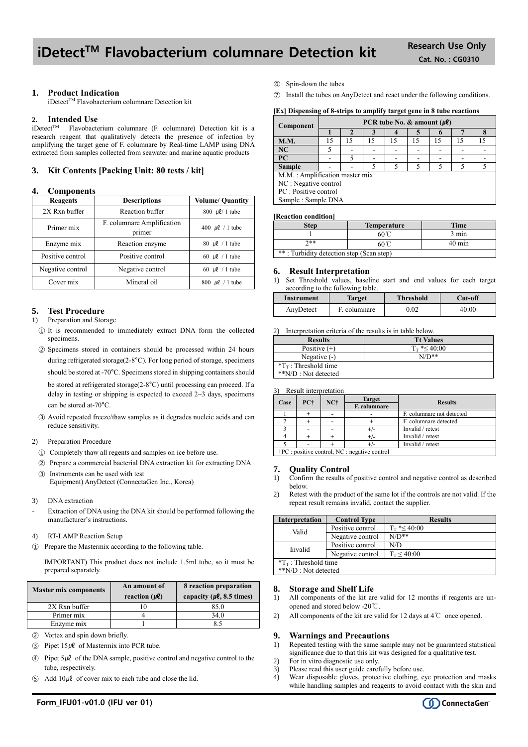# iDetect$^{TM}$ Flavobacterium columnare Detection kit

**Research Use Only**
**Cat. No. : CG0310**

## 1. Product Indication

iDetect$^{TM}$ Flavobacterium columnare Detection kit

## 2. Intended Use

iDetect$^{TM}$ Flavobacterium columnare (F. columnare) Detection kit is a research reagent that qualitatively detects the presence of infection by amplifying the target gene of F. columnare by Real-time LAMP using DNA extracted from samples collected from seawater and marine aquatic products

## 3. Kit Contents [Packing Unit: 80 tests / kit]

## 4. Components

| Reagents | Descriptions | Volume/ Quantity |
|---|---|---|
| 2X Rxn buffer | Reaction buffer | 800 ㎕/ 1 tube |
| Primer mix | F. columnare Amplification primer | 400 ㎕ / 1 tube |
| Enzyme mix | Reaction enzyme | 80 ㎕ / 1 tube |
| Positive control | Positive control | 60 ㎕ / 1 tube |
| Negative control | Negative control | 60 ㎕ / 1 tube |
| Cover mix | Mineral oil | 800 ㎕ / 1 tube |

## 5. Test Procedure

1) Preparation and Storage

① It is recommended to immediately extract DNA form the collected specimens.

② Specimens stored in containers should be processed within 24 hours during refrigerated storage(2-8°C). For long period of storage, specimens should be stored at -70°C. Specimens stored in shipping containers should be stored at refrigerated storage(2-8°C) until processing can proceed. If a delay in testing or shipping is expected to exceed 2~3 days, specimens can be stored at-70°C.

③ Avoid repeated freeze/thaw samples as it degrades nucleic acids and can reduce sensitivity.

2) Preparation Procedure

① Completely thaw all regents and samples on ice before use.

② Prepare a commercial bacterial DNA extraction kit for extracting DNA

③ Instruments can be used with test Equipment) AnyDetect (ConnectaGen Inc., Korea)

3) DNA extraction

- Extraction of DNA using the DNA kit should be performed following the manufacturer's instructions.

4) RT-LAMP Reaction Setup

① Prepare the Mastermix according to the following table.

IMPORTANT) This product does not include 1.5ml tube, so it must be prepared separately.

| Master mix components | An amount of reaction (㎕) | 8 reaction preparation capacity (㎕, 8.5 times) |
|---|---|---|
| 2X Rxn buffer | 10 | 85.0 |
| Primer mix | 4 | 34.0 |
| Enzyme mix | 1 | 8.5 |

② Vortex and spin down briefly.

③ Pipet 15㎕ of Mastermix into PCR tube.

④ Pipet 5㎕ of the DNA sample, positive control and negative control to the tube, respectively.

⑤ Add 10㎕ of cover mix to each tube and close the lid.

⑥ Spin-down the tubes

⑦ Install the tubes on AnyDetect and react under the following conditions.

**[Ex] Dispensing of 8-strips to amplify target gene in 8 tube reactions**

| Component | PCR tube No. & amount (㎕) | | | | | | | |
|---|---|---|---|---|---|---|---|---|
| | 1 | 2 | 3 | 4 | 5 | 6 | 7 | 8 |
| M.M. | 15 | 15 | 15 | 15 | 15 | 15 | 15 | 15 |
| NC | 5 | - | - | - | - | - | - | - |
| PC | - | 5 | - | - | - | - | - | - |
| Sample | - | - | 5 | 5 | 5 | 5 | 5 | 5 |

M.M. : Amplification master mix
NC : Negative control
PC : Positive control
Sample : Sample DNA

**[Reaction condition]**

| Step | Temperature | Time |
|---|---|---|
| 1 | 60℃ | 3 min |
| 2** | 60℃ | 40 min |

** : Turbidity detection step (Scan step)

## 6. Result Interpretation

1) Set Threshold values, baseline start and end values for each target according to the following table.

| Instrument | Target | Threshold | Cut-off |
|---|---|---|---|
| AnyDetect | F. columnare | 0.02 | 40:00 |

2) Interpretation criteria of the results is in table below.

| Results | Tt Values |
|---|---|
| Positive (+) | $T_T$ *≤ 40:00 |
| Negative (-) | N/D** |

*$T_T$ : Threshold time
**N/D : Not detected

3) Result interpretation

| Case | PC† | NC† | Target F. columnare | Results |
|---|---|---|---|---|
| 1 | + | - | - | F. columnare not detected |
| 2 | + | - | + | F. columnare detected |
| 3 | - | - | +/- | Invalid / retest |
| 4 | + | + | +/- | Invalid / retest |
| 5 | - | + | +/- | Invalid / retest |

†PC : positive control, NC : negative control

## 7. Quality Control

1) Confirm the results of positive control and negative control as described below.

2) Retest with the product of the same lot if the controls are not valid. If the repeat result remains invalid, contact the supplier.

| Interpretation | Control Type | Results |
|---|---|---|
| Valid | Positive control | $T_T$ *≤ 40:00 |
| | Negative control | N/D** |
| Invalid | Positive control | N/D |
| | Negative control | $T_T$ ≤ 40:00 |

*$T_T$ : Threshold time
**N/D : Not detected

## 8. Storage and Shelf Life

1) All components of the kit are valid for 12 months if reagents are un-opened and stored below -20℃.

2) All components of the kit are valid for 12 days at 4℃ once opened.

## 9. Warnings and Precautions

1) Repeated testing with the same sample may not be guaranteed statistical significance due to that this kit was designed for a qualitative test.

2) For in vitro diagnostic use only.

3) Please read this user guide carefully before use.

4) Wear disposable gloves, protective clothing, eye protection and masks while handling samples and reagents to avoid contact with the skin and

Form_IFU01-v01.0 (IFU ver 01)
ConnectaGen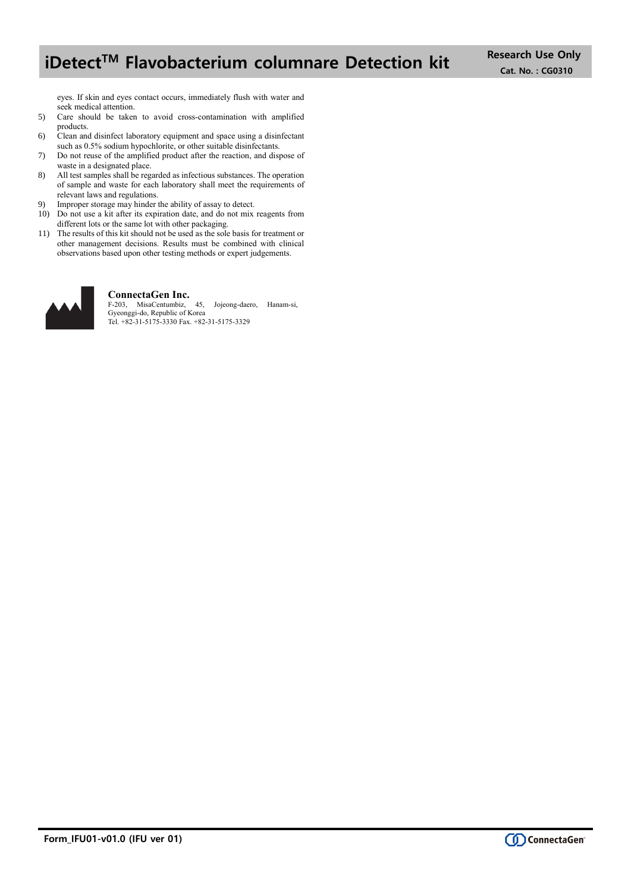eyes. If skin and eyes contact occurs, immediately flush with water and seek medical attention.

5) Care should be taken to avoid cross-contamination with amplified products.
6) Clean and disinfect laboratory equipment and space using a disinfectant such as 0.5% sodium hypochlorite, or other suitable disinfectants.
7) Do not reuse of the amplified product after the reaction, and dispose of waste in a designated place.
8) All test samples shall be regarded as infectious substances. The operation of sample and waste for each laboratory shall meet the requirements of relevant laws and regulations.
9) Improper storage may hinder the ability of assay to detect.
10) Do not use a kit after its expiration date, and do not mix reagents from different lots or the same lot with other packaging.
11) The results of this kit should not be used as the sole basis for treatment or other management decisions. Results must be combined with clinical observations based upon other testing methods or expert judgements.

**ConnectaGen Inc.**
F-203, MisaCentumbiz, 45, Jojeong-daero, Hanam-si, Gyeonggi-do, Republic of Korea
Tel. +82-31-5175-3330 Fax. +82-31-5175-3329